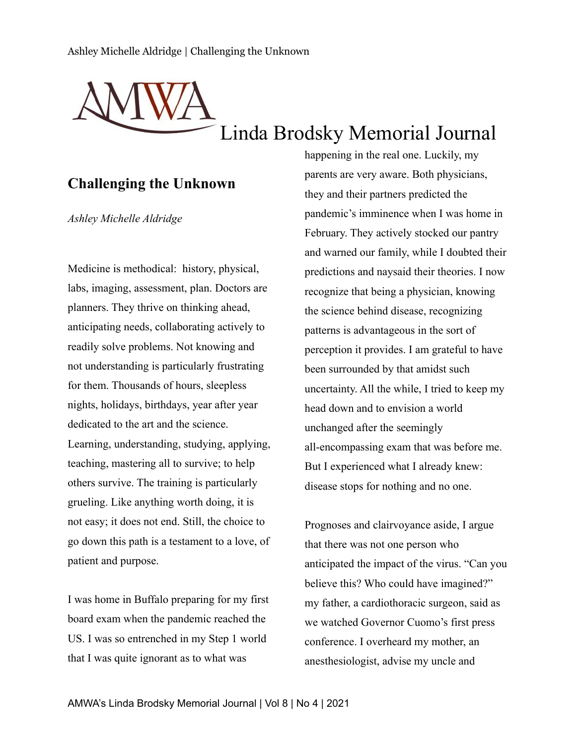# Challenging the Unknown

*Ashley Michelle Aldridge*

Medicine is methodical: history, physical, labs, imaging, assessment, plan. Doctors are planners. They thrive on thinking ahead, anticipating needs, collaborating actively to readily solve problems. Not knowing and not understanding is particularly frustrating for them. Thousands of hours, sleepless nights, holidays, birthdays, year after year dedicated to the art and the science. Learning, understanding, studying, applying, teaching, mastering all to survive; to help others survive. The training is particularly grueling. Like anything worth doing, it is not easy; it does not end. Still, the choice to go down this path is a testament to a love, of patient and purpose.

I was home in Buffalo preparing for my first board exam when the pandemic reached the US. I was so entrenched in my Step 1 world that I was quite ignorant as to what was happening in the real one. Luckily, my parents are very aware. Both physicians, they and their partners predicted the pandemic's imminence when I was home in February. They actively stocked our pantry and warned our family, while I doubted their predictions and naysaid their theories. I now recognize that being a physician, knowing the science behind disease, recognizing patterns is advantageous in the sort of perception it provides. I am grateful to have been surrounded by that amidst such uncertainty. All the while, I tried to keep my head down and to envision a world unchanged after the seemingly all-encompassing exam that was before me. But I experienced what I already knew: disease stops for nothing and no one.

Prognoses and clairvoyance aside, I argue that there was not one person who anticipated the impact of the virus. "Can you believe this? Who could have imagined?" my father, a cardiothoracic surgeon, said as we watched Governor Cuomo's first press conference. I overheard my mother, an anesthesiologist, advise my uncle and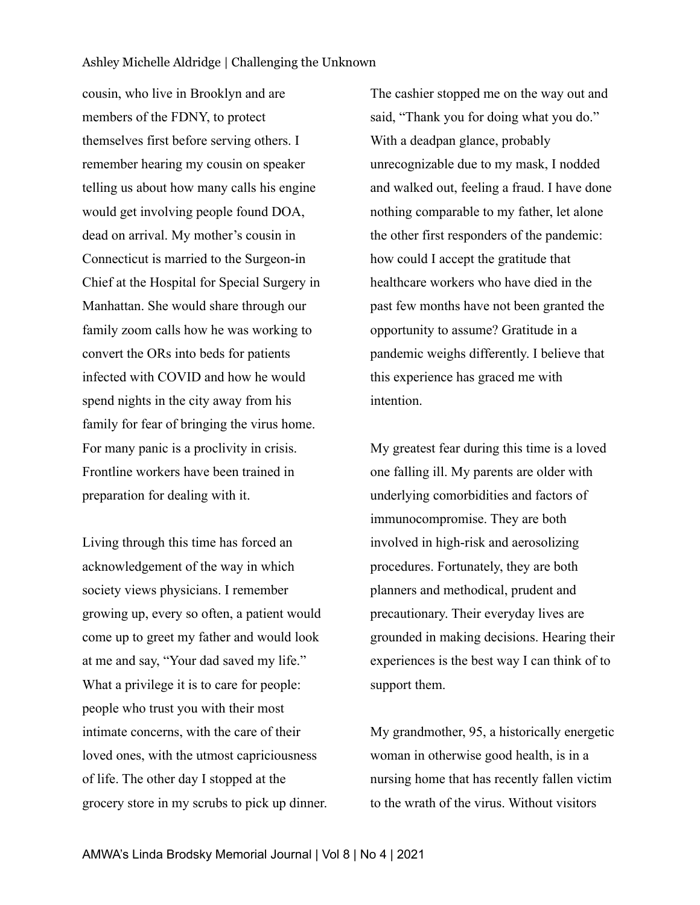cousin, who live in Brooklyn and are members of the FDNY, to protect themselves first before serving others. I remember hearing my cousin on speaker telling us about how many calls his engine would get involving people found DOA, dead on arrival. My mother's cousin in Connecticut is married to the Surgeon-in Chief at the Hospital for Special Surgery in Manhattan. She would share through our family zoom calls how he was working to convert the ORs into beds for patients infected with COVID and how he would spend nights in the city away from his family for fear of bringing the virus home. For many panic is a proclivity in crisis. Frontline workers have been trained in preparation for dealing with it.

Living through this time has forced an acknowledgement of the way in which society views physicians. I remember growing up, every so often, a patient would come up to greet my father and would look at me and say, "Your dad saved my life." What a privilege it is to care for people: people who trust you with their most intimate concerns, with the care of their loved ones, with the utmost capriciousness of life. The other day I stopped at the grocery store in my scrubs to pick up dinner. The cashier stopped me on the way out and said, "Thank you for doing what you do." With a deadpan glance, probably unrecognizable due to my mask, I nodded and walked out, feeling a fraud. I have done nothing comparable to my father, let alone the other first responders of the pandemic: how could I accept the gratitude that healthcare workers who have died in the past few months have not been granted the opportunity to assume? Gratitude in a pandemic weighs differently. I believe that this experience has graced me with intention.

My greatest fear during this time is a loved one falling ill. My parents are older with underlying comorbidities and factors of immunocompromise. They are both involved in high-risk and aerosolizing procedures. Fortunately, they are both planners and methodical, prudent and precautionary. Their everyday lives are grounded in making decisions. Hearing their experiences is the best way I can think of to support them.

My grandmother, 95, a historically energetic woman in otherwise good health, is in a nursing home that has recently fallen victim to the wrath of the virus. Without visitors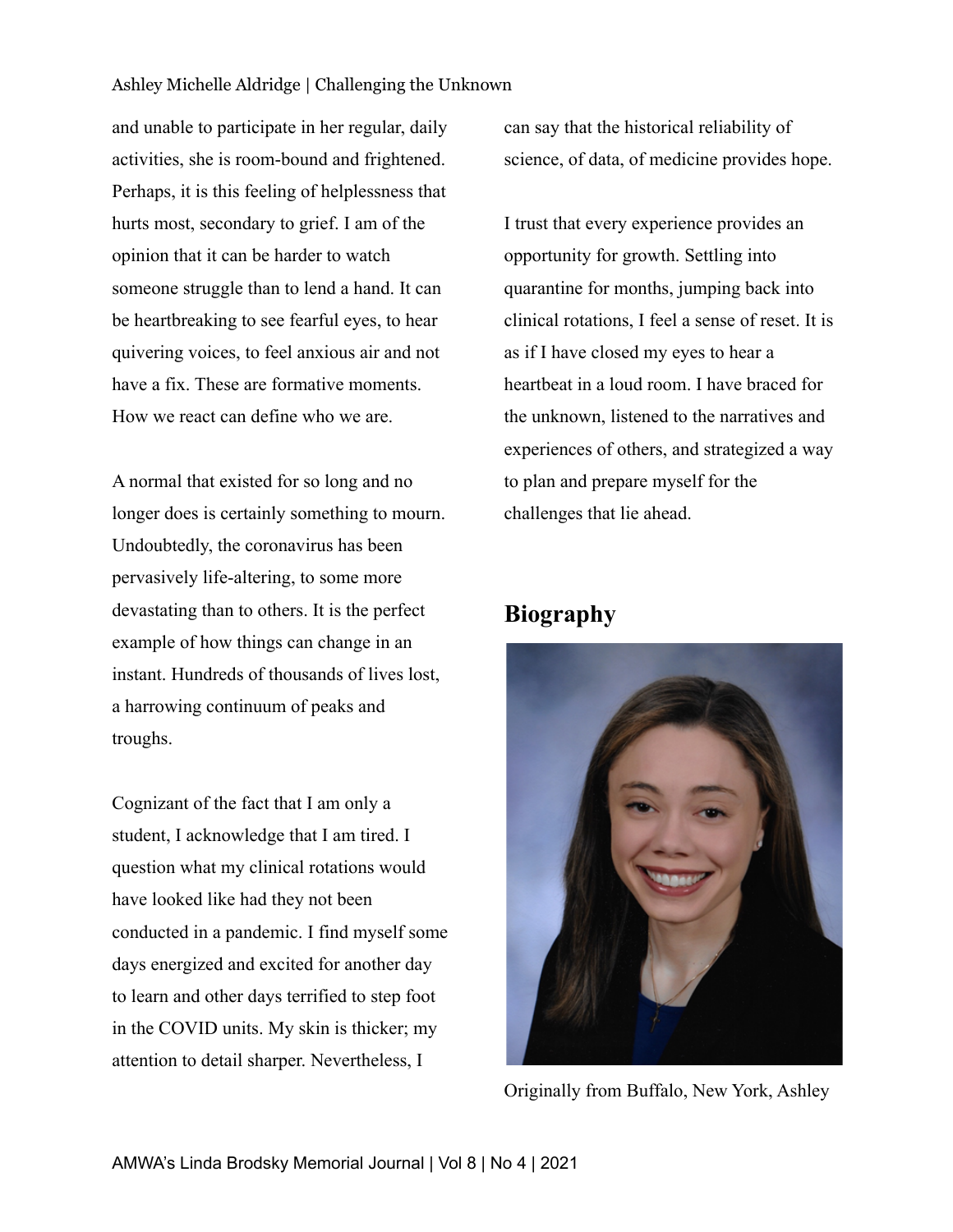and unable to participate in her regular, daily activities, she is room-bound and frightened. Perhaps, it is this feeling of helplessness that hurts most, secondary to grief. I am of the opinion that it can be harder to watch someone struggle than to lend a hand. It can be heartbreaking to see fearful eyes, to hear quivering voices, to feel anxious air and not have a fix. These are formative moments. How we react can define who we are.

A normal that existed for so long and no longer does is certainly something to mourn. Undoubtedly, the coronavirus has been pervasively life-altering, to some more devastating than to others. It is the perfect example of how things can change in an instant. Hundreds of thousands of lives lost, a harrowing continuum of peaks and troughs.

Cognizant of the fact that I am only a student, I acknowledge that I am tired. I question what my clinical rotations would have looked like had they not been conducted in a pandemic. I find myself some days energized and excited for another day to learn and other days terrified to step foot in the COVID units. My skin is thicker; my attention to detail sharper. Nevertheless, I can say that the historical reliability of science, of data, of medicine provides hope.

I trust that every experience provides an opportunity for growth. Settling into quarantine for months, jumping back into clinical rotations, I feel a sense of reset. It is as if I have closed my eyes to hear a heartbeat in a loud room. I have braced for the unknown, listened to the narratives and experiences of others, and strategized a way to plan and prepare myself for the challenges that lie ahead.

## Biography

Originally from Buffalo, New York, Ashley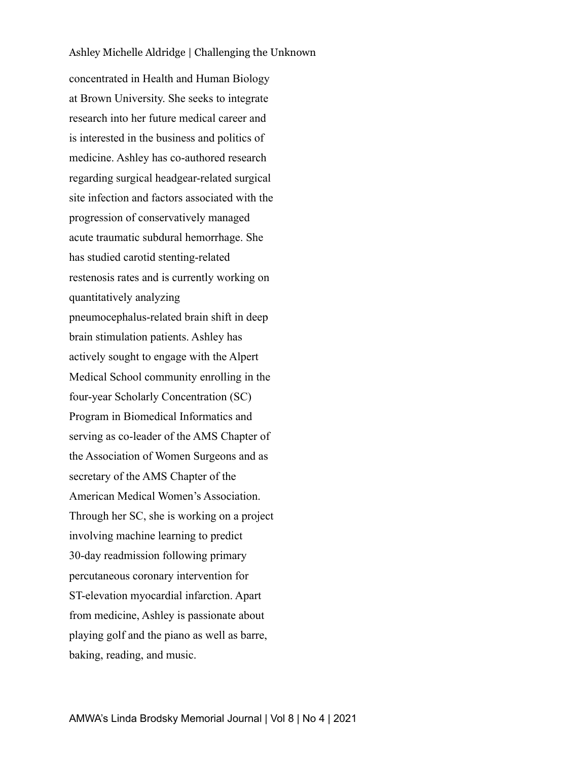concentrated in Health and Human Biology at Brown University. She seeks to integrate research into her future medical career and is interested in the business and politics of medicine. Ashley has co-authored research regarding surgical headgear-related surgical site infection and factors associated with the progression of conservatively managed acute traumatic subdural hemorrhage. She has studied carotid stenting-related restenosis rates and is currently working on quantitatively analyzing pneumocephalus-related brain shift in deep brain stimulation patients. Ashley has actively sought to engage with the Alpert Medical School community enrolling in the four-year Scholarly Concentration (SC) Program in Biomedical Informatics and serving as co-leader of the AMS Chapter of the Association of Women Surgeons and as secretary of the AMS Chapter of the American Medical Women's Association. Through her SC, she is working on a project involving machine learning to predict 30-day readmission following primary percutaneous coronary intervention for ST-elevation myocardial infarction. Apart from medicine, Ashley is passionate about playing golf and the piano as well as barre, baking, reading, and music.